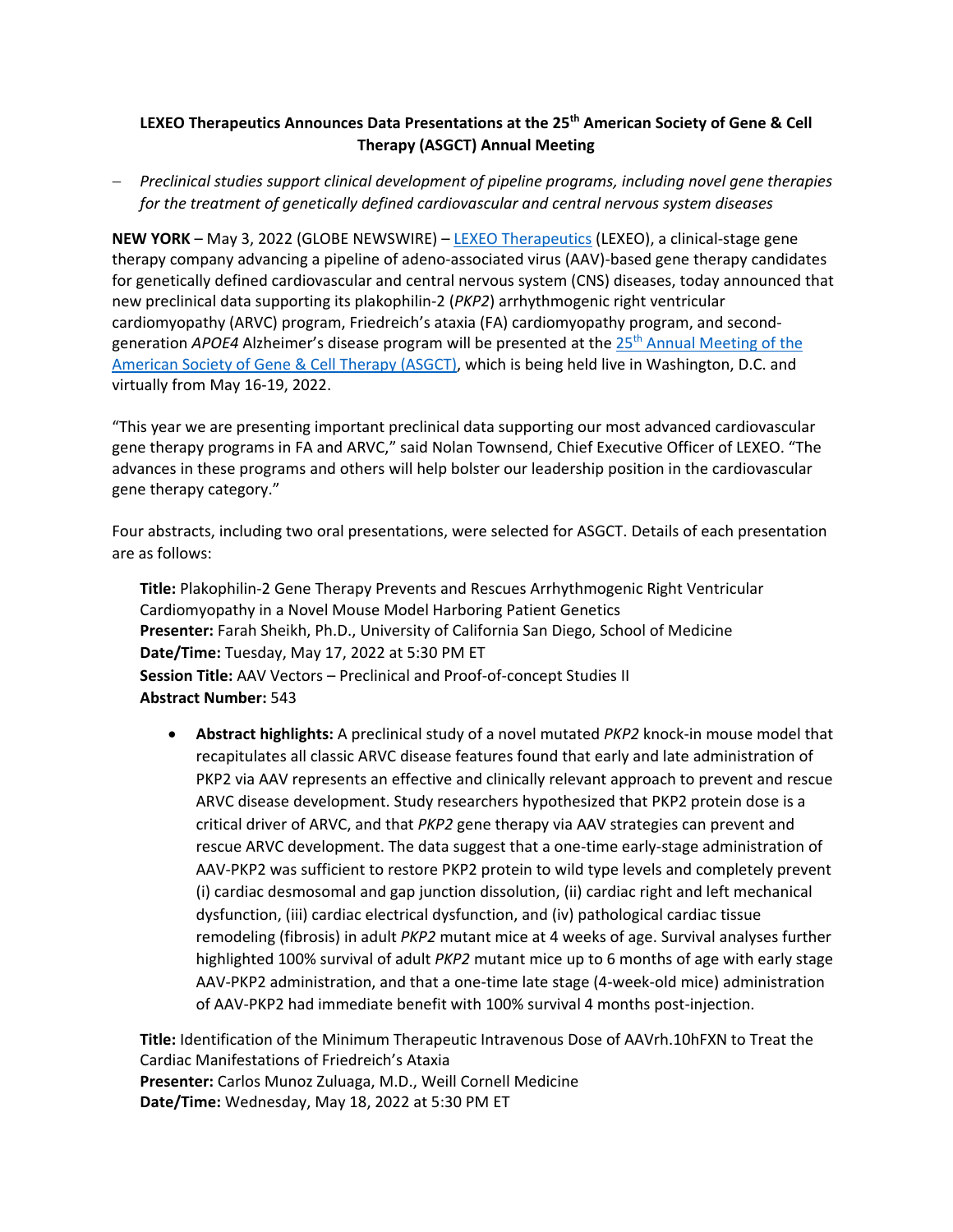# LEXEO Therapeutics Announces Data Presentations at the 25th American Society of Gene & Cell Therapy (ASGCT) Annual Meeting

– *Preclinical studies support clinical development of pipeline programs, including novel gene therapies for the treatment of genetically defined cardiovascular and central nervous system diseases*

**NEW YORK** – May 3, 2022 (GLOBE NEWSWIRE) – LEXEO Therapeutics (LEXEO), a clinical-stage gene therapy company advancing a pipeline of adeno-associated virus (AAV)-based gene therapy candidates for genetically defined cardiovascular and central nervous system (CNS) diseases, today announced that new preclinical data supporting its plakophilin-2 (*PKP2*) arrhythmogenic right ventricular cardiomyopathy (ARVC) program, Friedreich's ataxia (FA) cardiomyopathy program, and second-generation *APOE4* Alzheimer's disease program will be presented at the 25th Annual Meeting of the American Society of Gene & Cell Therapy (ASGCT), which is being held live in Washington, D.C. and virtually from May 16-19, 2022.

"This year we are presenting important preclinical data supporting our most advanced cardiovascular gene therapy programs in FA and ARVC," said Nolan Townsend, Chief Executive Officer of LEXEO. "The advances in these programs and others will help bolster our leadership position in the cardiovascular gene therapy category."

Four abstracts, including two oral presentations, were selected for ASGCT. Details of each presentation are as follows:

**Title:** Plakophilin-2 Gene Therapy Prevents and Rescues Arrhythmogenic Right Ventricular Cardiomyopathy in a Novel Mouse Model Harboring Patient Genetics
**Presenter:** Farah Sheikh, Ph.D., University of California San Diego, School of Medicine
**Date/Time:** Tuesday, May 17, 2022 at 5:30 PM ET
**Session Title:** AAV Vectors – Preclinical and Proof-of-concept Studies II
**Abstract Number:** 543

- **Abstract highlights:** A preclinical study of a novel mutated *PKP2* knock-in mouse model that recapitulates all classic ARVC disease features found that early and late administration of PKP2 via AAV represents an effective and clinically relevant approach to prevent and rescue ARVC disease development. Study researchers hypothesized that PKP2 protein dose is a critical driver of ARVC, and that *PKP2* gene therapy via AAV strategies can prevent and rescue ARVC development. The data suggest that a one-time early-stage administration of AAV-PKP2 was sufficient to restore PKP2 protein to wild type levels and completely prevent (i) cardiac desmosomal and gap junction dissolution, (ii) cardiac right and left mechanical dysfunction, (iii) cardiac electrical dysfunction, and (iv) pathological cardiac tissue remodeling (fibrosis) in adult *PKP2* mutant mice at 4 weeks of age. Survival analyses further highlighted 100% survival of adult *PKP2* mutant mice up to 6 months of age with early stage AAV-PKP2 administration, and that a one-time late stage (4-week-old mice) administration of AAV-PKP2 had immediate benefit with 100% survival 4 months post-injection.

**Title:** Identification of the Minimum Therapeutic Intravenous Dose of AAVrh.10hFXN to Treat the Cardiac Manifestations of Friedreich's Ataxia
**Presenter:** Carlos Munoz Zuluaga, M.D., Weill Cornell Medicine
**Date/Time:** Wednesday, May 18, 2022 at 5:30 PM ET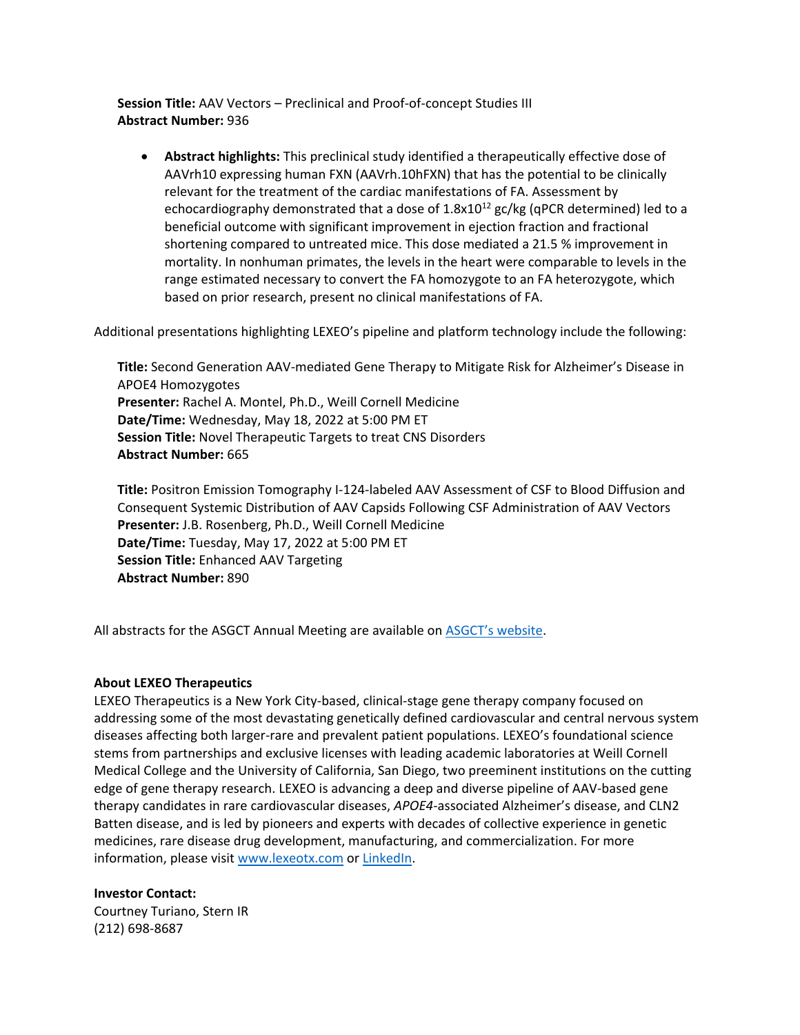**Session Title:** AAV Vectors – Preclinical and Proof-of-concept Studies III
**Abstract Number:** 936

- **Abstract highlights:** This preclinical study identified a therapeutically effective dose of AAVrh10 expressing human FXN (AAVrh.10hFXN) that has the potential to be clinically relevant for the treatment of the cardiac manifestations of FA. Assessment by echocardiography demonstrated that a dose of $1.8 \times 10^{12}$ gc/kg (qPCR determined) led to a beneficial outcome with significant improvement in ejection fraction and fractional shortening compared to untreated mice. This dose mediated a 21.5 % improvement in mortality. In nonhuman primates, the levels in the heart were comparable to levels in the range estimated necessary to convert the FA homozygote to an FA heterozygote, which based on prior research, present no clinical manifestations of FA.

Additional presentations highlighting LEXEO's pipeline and platform technology include the following:

**Title:** Second Generation AAV-mediated Gene Therapy to Mitigate Risk for Alzheimer's Disease in APOE4 Homozygotes
**Presenter:** Rachel A. Montel, Ph.D., Weill Cornell Medicine
**Date/Time:** Wednesday, May 18, 2022 at 5:00 PM ET
**Session Title:** Novel Therapeutic Targets to treat CNS Disorders
**Abstract Number:** 665

**Title:** Positron Emission Tomography I-124-labeled AAV Assessment of CSF to Blood Diffusion and Consequent Systemic Distribution of AAV Capsids Following CSF Administration of AAV Vectors
**Presenter:** J.B. Rosenberg, Ph.D., Weill Cornell Medicine
**Date/Time:** Tuesday, May 17, 2022 at 5:00 PM ET
**Session Title:** Enhanced AAV Targeting
**Abstract Number:** 890

All abstracts for the ASGCT Annual Meeting are available on ASGCT's website.

**About LEXEO Therapeutics**
LEXEO Therapeutics is a New York City-based, clinical-stage gene therapy company focused on addressing some of the most devastating genetically defined cardiovascular and central nervous system diseases affecting both larger-rare and prevalent patient populations. LEXEO's foundational science stems from partnerships and exclusive licenses with leading academic laboratories at Weill Cornell Medical College and the University of California, San Diego, two preeminent institutions on the cutting edge of gene therapy research. LEXEO is advancing a deep and diverse pipeline of AAV-based gene therapy candidates in rare cardiovascular diseases, *APOE4*-associated Alzheimer's disease, and CLN2 Batten disease, and is led by pioneers and experts with decades of collective experience in genetic medicines, rare disease drug development, manufacturing, and commercialization. For more information, please visit www.lexeotx.com or LinkedIn.

**Investor Contact:**
Courtney Turiano, Stern IR
(212) 698-8687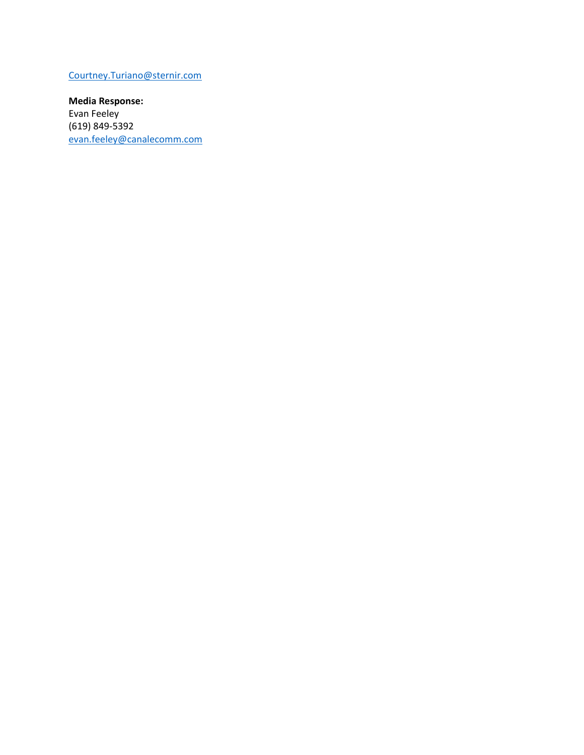Courtney.Turiano@sternir.com

**Media Response:**
Evan Feeley
(619) 849-5392
evan.feeley@canalecomm.com